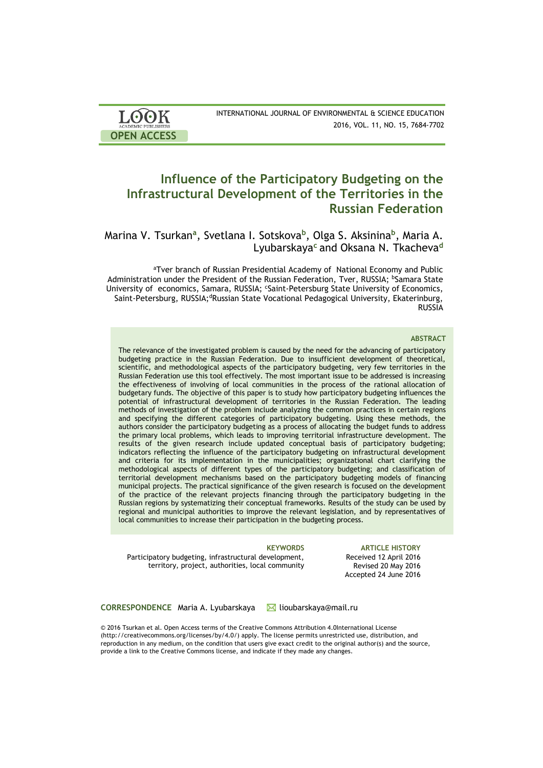LOOK ACADEMIC PUBLISHERS

OPEN ACCESS

INTERNATIONAL JOURNAL OF ENVIRONMENTAL & SCIENCE EDUCATION
2016, VOL. 11, NO. 15, 7684-7702

# Influence of the Participatory Budgeting on the Infrastructural Development of the Territories in the Russian Federation

Marina V. Tsurkan[a], Svetlana I. Sotskova[b], Olga S. Aksinina[b], Maria A. Lyubarskaya[c] and Oksana N. Tkacheva[d]

[a]Tver branch of Russian Presidential Academy of National Economy and Public Administration under the President of the Russian Federation, Tver, RUSSIA; [b]Samara State University of economics, Samara, RUSSIA; [c]Saint-Petersburg State University of Economics, Saint-Petersburg, RUSSIA;[d]Russian State Vocational Pedagogical University, Ekaterinburg, RUSSIA

### ABSTRACT

The relevance of the investigated problem is caused by the need for the advancing of participatory budgeting practice in the Russian Federation. Due to insufficient development of theoretical, scientific, and methodological aspects of the participatory budgeting, very few territories in the Russian Federation use this tool effectively. The most important issue to be addressed is increasing the effectiveness of involving of local communities in the process of the rational allocation of budgetary funds. The objective of this paper is to study how participatory budgeting influences the potential of infrastructural development of territories in the Russian Federation. The leading methods of investigation of the problem include analyzing the common practices in certain regions and specifying the different categories of participatory budgeting. Using these methods, the authors consider the participatory budgeting as a process of allocating the budget funds to address the primary local problems, which leads to improving territorial infrastructure development. The results of the given research include updated conceptual basis of participatory budgeting; indicators reflecting the influence of the participatory budgeting on infrastructural development and criteria for its implementation in the municipalities; organizational chart clarifying the methodological aspects of different types of the participatory budgeting; and classification of territorial development mechanisms based on the participatory budgeting models of financing municipal projects. The practical significance of the given research is focused on the development of the practice of the relevant projects financing through the participatory budgeting in the Russian regions by systematizing their conceptual frameworks. Results of the study can be used by regional and municipal authorities to improve the relevant legislation, and by representatives of local communities to increase their participation in the budgeting process.

**KEYWORDS**
Participatory budgeting, infrastructural development, territory, project, authorities, local community

**ARTICLE HISTORY**
Received 12 April 2016
Revised 20 May 2016
Accepted 24 June 2016

**CORRESPONDENCE** Maria A. Lyubarskaya ✉ lioubarskaya@mail.ru

© 2016 Tsurkan et al. Open Access terms of the Creative Commons Attribution 4.0International License (http://creativecommons.org/licenses/by/4.0/) apply. The license permits unrestricted use, distribution, and reproduction in any medium, on the condition that users give exact credit to the original author(s) and the source, provide a link to the Creative Commons license, and indicate if they made any changes.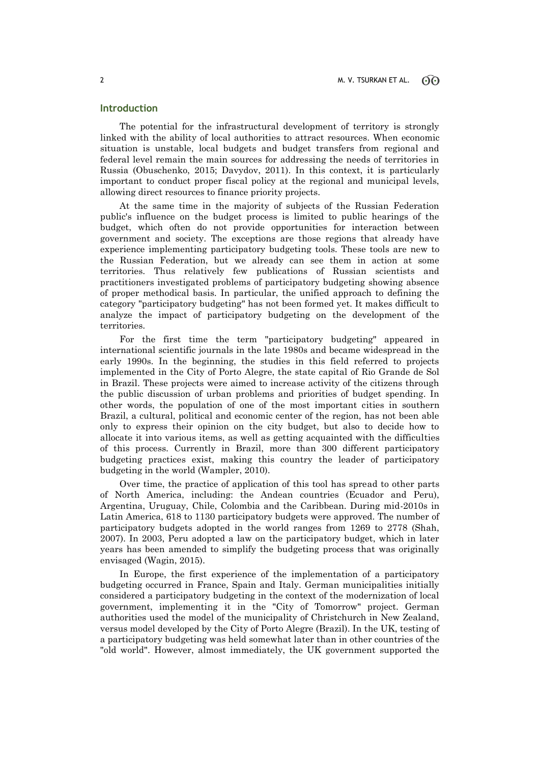## Introduction

The potential for the infrastructural development of territory is strongly linked with the ability of local authorities to attract resources. When economic situation is unstable, local budgets and budget transfers from regional and federal level remain the main sources for addressing the needs of territories in Russia (Obuschenko, 2015; Davydov, 2011). In this context, it is particularly important to conduct proper fiscal policy at the regional and municipal levels, allowing direct resources to finance priority projects.

At the same time in the majority of subjects of the Russian Federation public's influence on the budget process is limited to public hearings of the budget, which often do not provide opportunities for interaction between government and society. The exceptions are those regions that already have experience implementing participatory budgeting tools. These tools are new to the Russian Federation, but we already can see them in action at some territories. Thus relatively few publications of Russian scientists and practitioners investigated problems of participatory budgeting showing absence of proper methodical basis. In particular, the unified approach to defining the category "participatory budgeting" has not been formed yet. It makes difficult to analyze the impact of participatory budgeting on the development of the territories.

For the first time the term "participatory budgeting" appeared in international scientific journals in the late 1980s and became widespread in the early 1990s. In the beginning, the studies in this field referred to projects implemented in the City of Porto Alegre, the state capital of Rio Grande de Sol in Brazil. These projects were aimed to increase activity of the citizens through the public discussion of urban problems and priorities of budget spending. In other words, the population of one of the most important cities in southern Brazil, a cultural, political and economic center of the region, has not been able only to express their opinion on the city budget, but also to decide how to allocate it into various items, as well as getting acquainted with the difficulties of this process. Currently in Brazil, more than 300 different participatory budgeting practices exist, making this country the leader of participatory budgeting in the world (Wampler, 2010).

Over time, the practice of application of this tool has spread to other parts of North America, including: the Andean countries (Ecuador and Peru), Argentina, Uruguay, Chile, Colombia and the Caribbean. During mid-2010s in Latin America, 618 to 1130 participatory budgets were approved. The number of participatory budgets adopted in the world ranges from 1269 to 2778 (Shah, 2007). In 2003, Peru adopted a law on the participatory budget, which in later years has been amended to simplify the budgeting process that was originally envisaged (Wagin, 2015).

In Europe, the first experience of the implementation of a participatory budgeting occurred in France, Spain and Italy. German municipalities initially considered a participatory budgeting in the context of the modernization of local government, implementing it in the "City of Tomorrow" project. German authorities used the model of the municipality of Christchurch in New Zealand, versus model developed by the City of Porto Alegre (Brazil). In the UK, testing of a participatory budgeting was held somewhat later than in other countries of the "old world". However, almost immediately, the UK government supported the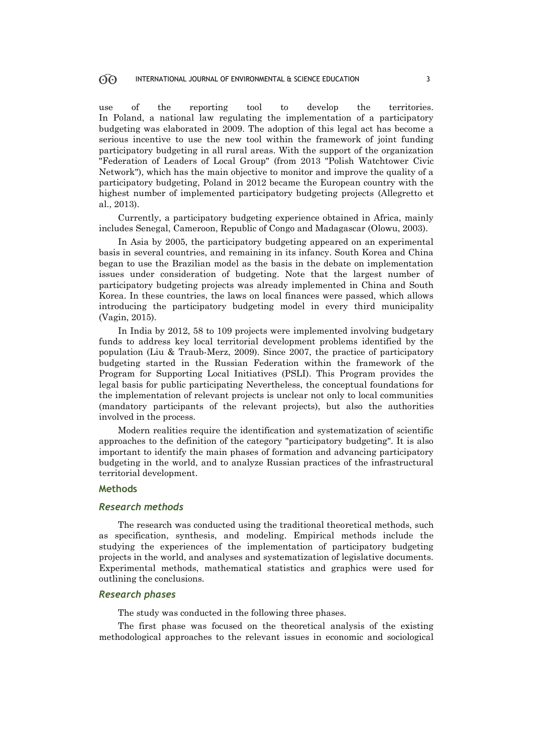use of the reporting tool to develop the territories. In Poland, a national law regulating the implementation of a participatory budgeting was elaborated in 2009. The adoption of this legal act has become a serious incentive to use the new tool within the framework of joint funding participatory budgeting in all rural areas. With the support of the organization "Federation of Leaders of Local Group" (from 2013 "Polish Watchtower Civic Network"), which has the main objective to monitor and improve the quality of a participatory budgeting, Poland in 2012 became the European country with the highest number of implemented participatory budgeting projects (Allegretto et al., 2013).

Currently, a participatory budgeting experience obtained in Africa, mainly includes Senegal, Cameroon, Republic of Congo and Madagascar (Olowu, 2003).

In Asia by 2005, the participatory budgeting appeared on an experimental basis in several countries, and remaining in its infancy. South Korea and China began to use the Brazilian model as the basis in the debate on implementation issues under consideration of budgeting. Note that the largest number of participatory budgeting projects was already implemented in China and South Korea. In these countries, the laws on local finances were passed, which allows introducing the participatory budgeting model in every third municipality (Vagin, 2015).

In India by 2012, 58 to 109 projects were implemented involving budgetary funds to address key local territorial development problems identified by the population (Liu & Traub-Merz, 2009). Since 2007, the practice of participatory budgeting started in the Russian Federation within the framework of the Program for Supporting Local Initiatives (PSLI). This Program provides the legal basis for public participating Nevertheless, the conceptual foundations for the implementation of relevant projects is unclear not only to local communities (mandatory participants of the relevant projects), but also the authorities involved in the process.

Modern realities require the identification and systematization of scientific approaches to the definition of the category "participatory budgeting". It is also important to identify the main phases of formation and advancing participatory budgeting in the world, and to analyze Russian practices of the infrastructural territorial development.

## Methods

### *Research methods*

The research was conducted using the traditional theoretical methods, such as specification, synthesis, and modeling. Empirical methods include the studying the experiences of the implementation of participatory budgeting projects in the world, and analyses and systematization of legislative documents. Experimental methods, mathematical statistics and graphics were used for outlining the conclusions.

### *Research phases*

The study was conducted in the following three phases.

The first phase was focused on the theoretical analysis of the existing methodological approaches to the relevant issues in economic and sociological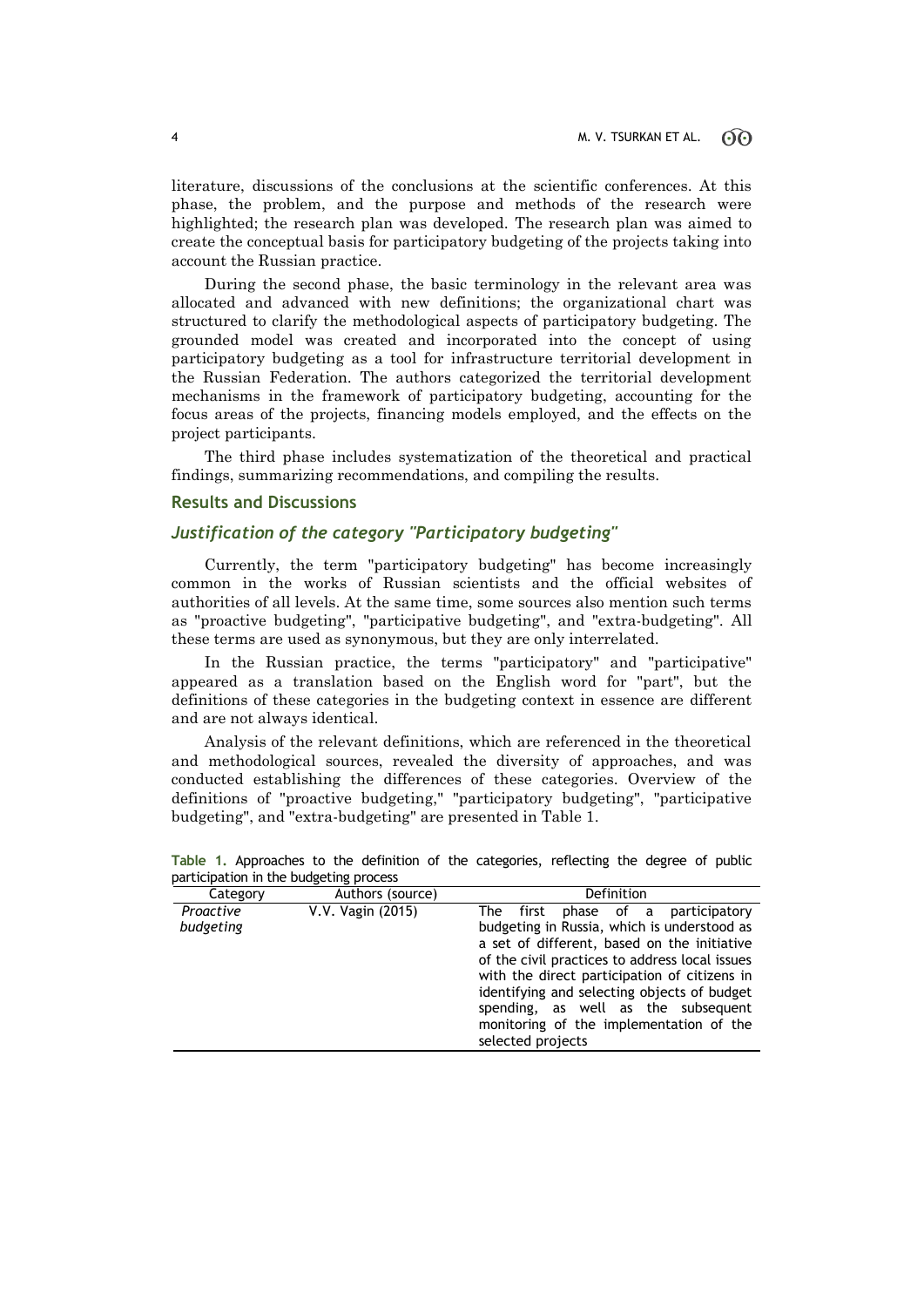literature, discussions of the conclusions at the scientific conferences. At this phase, the problem, and the purpose and methods of the research were highlighted; the research plan was developed. The research plan was aimed to create the conceptual basis for participatory budgeting of the projects taking into account the Russian practice.

During the second phase, the basic terminology in the relevant area was allocated and advanced with new definitions; the organizational chart was structured to clarify the methodological aspects of participatory budgeting. The grounded model was created and incorporated into the concept of using participatory budgeting as a tool for infrastructure territorial development in the Russian Federation. The authors categorized the territorial development mechanisms in the framework of participatory budgeting, accounting for the focus areas of the projects, financing models employed, and the effects on the project participants.

The third phase includes systematization of the theoretical and practical findings, summarizing recommendations, and compiling the results.

## Results and Discussions

### *Justification of the category "Participatory budgeting"*

Currently, the term "participatory budgeting" has become increasingly common in the works of Russian scientists and the official websites of authorities of all levels. At the same time, some sources also mention such terms as "proactive budgeting", "participative budgeting", and "extra-budgeting". All these terms are used as synonymous, but they are only interrelated.

In the Russian practice, the terms "participatory" and "participative" appeared as a translation based on the English word for "part", but the definitions of these categories in the budgeting context in essence are different and are not always identical.

Analysis of the relevant definitions, which are referenced in the theoretical and methodological sources, revealed the diversity of approaches, and was conducted establishing the differences of these categories. Overview of the definitions of "proactive budgeting," "participatory budgeting", "participative budgeting", and "extra-budgeting" are presented in Table 1.

**Table 1.** Approaches to the definition of the categories, reflecting the degree of public participation in the budgeting process

| Category | Authors (source) | Definition |
|---|---|---|
| *Proactive budgeting* | V.V. Vagin (2015) | The first phase of a participatory budgeting in Russia, which is understood as a set of different, based on the initiative of the civil practices to address local issues with the direct participation of citizens in identifying and selecting objects of budget spending, as well as the subsequent monitoring of the implementation of the selected projects |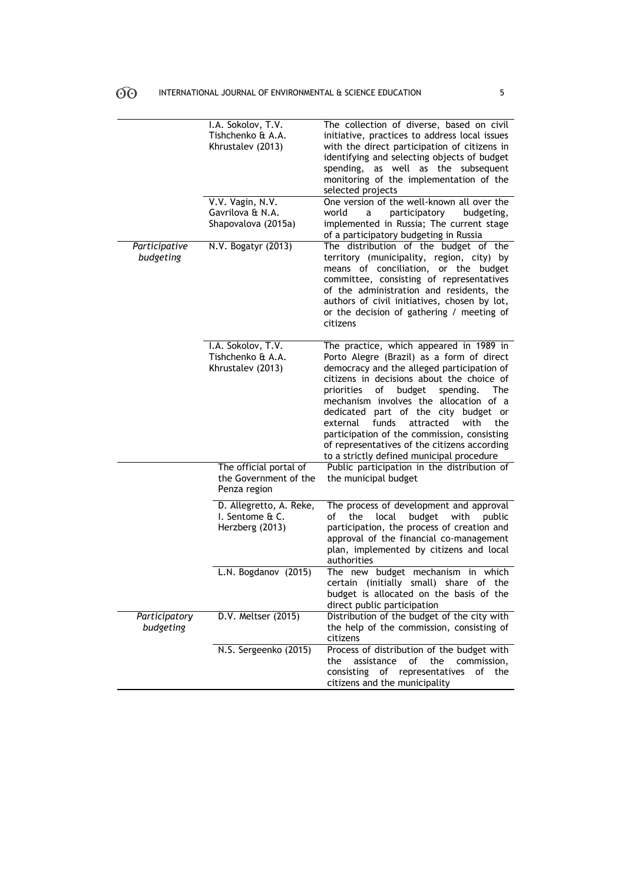| | | |
|---|---|---|
| | I.A. Sokolov, T.V. Tishchenko & A.A. Khrustalev (2013) | The collection of diverse, based on civil initiative, practices to address local issues with the direct participation of citizens in identifying and selecting objects of budget spending, as well as the subsequent monitoring of the implementation of the selected projects |
| | V.V. Vagin, N.V. Gavrilova & N.A. Shapovalova (2015a) | One version of the well-known all over the world a participatory budgeting, implemented in Russia; The current stage of a participatory budgeting in Russia |
| *Participative budgeting* | N.V. Bogatyr (2013) | The distribution of the budget of the territory (municipality, region, city) by means of conciliation, or the budget committee, consisting of representatives of the administration and residents, the authors of civil initiatives, chosen by lot, or the decision of gathering / meeting of citizens |
| | I.A. Sokolov, T.V. Tishchenko & A.A. Khrustalev (2013) | The practice, which appeared in 1989 in Porto Alegre (Brazil) as a form of direct democracy and the alleged participation of citizens in decisions about the choice of priorities of budget spending. The mechanism involves the allocation of a dedicated part of the city budget or external funds attracted with the participation of the commission, consisting of representatives of the citizens according to a strictly defined municipal procedure |
| | The official portal of the Government of the Penza region | Public participation in the distribution of the municipal budget |
| | D. Allegretto, A. Reke, I. Sentome & C. Herzberg (2013) | The process of development and approval of the local budget with public participation, the process of creation and approval of the financial co-management plan, implemented by citizens and local authorities |
| | L.N. Bogdanov (2015) | The new budget mechanism in which certain (initially small) share of the budget is allocated on the basis of the direct public participation |
| *Participatory budgeting* | D.V. Meltser (2015) | Distribution of the budget of the city with the help of the commission, consisting of citizens |
| | N.S. Sergeenko (2015) | Process of distribution of the budget with the assistance of the commission, consisting of representatives of the citizens and the municipality |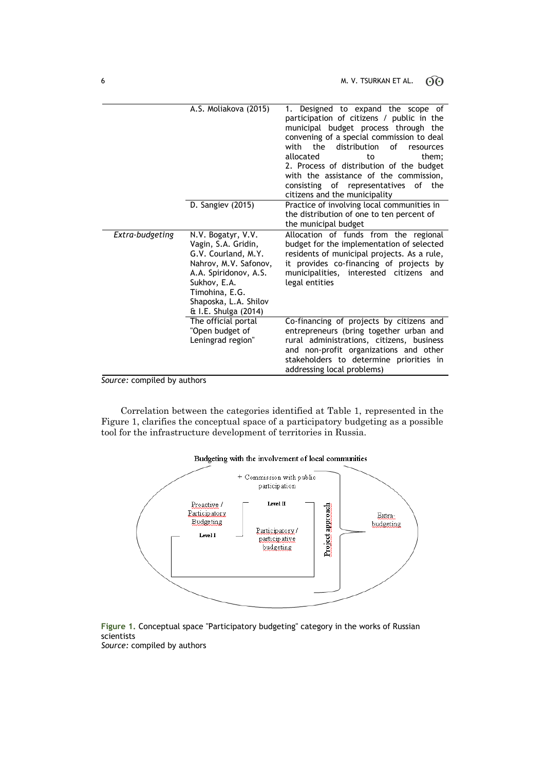| | | |
|---|---|---|
| | A.S. Moliakova (2015) | 1. Designed to expand the scope of participation of citizens / public in the municipal budget process through the convening of a special commission to deal with the distribution of resources allocated to them; 2. Process of distribution of the budget with the assistance of the commission, consisting of representatives of the citizens and the municipality |
| | D. Sangiev (2015) | Practice of involving local communities in the distribution of one to ten percent of the municipal budget |
| *Extra-budgeting* | N.V. Bogatyr, V.V. Vagin, S.A. Gridin, G.V. Courland, M.Y. Nahrov, M.V. Safonov, A.A. Spiridonov, A.S. Sukhov, E.A. Timohina, E.G. Shaposka, L.A. Shilov & I.E. Shulga (2014) | Allocation of funds from the regional budget for the implementation of selected residents of municipal projects. As a rule, it provides co-financing of projects by municipalities, interested citizens and legal entities |
| | The official portal "Open budget of Leningrad region" | Co-financing of projects by citizens and entrepreneurs (bring together urban and rural administrations, citizens, business and non-profit organizations and other stakeholders to determine priorities in addressing local problems) |

*Source:* compiled by authors

Correlation between the categories identified at Table 1, represented in the Figure 1, clarifies the conceptual space of a participatory budgeting as a possible tool for the infrastructure development of territories in Russia.

Budgeting with the involvement of local communities

+ Commission with public participation

Proactive / Participatory Budgeting

Level I

Level II

Participatory / participative budgeting

Project approach

Extra-budgeting

**Figure 1.** Conceptual space "Participatory budgeting" category in the works of Russian scientists
*Source:* compiled by authors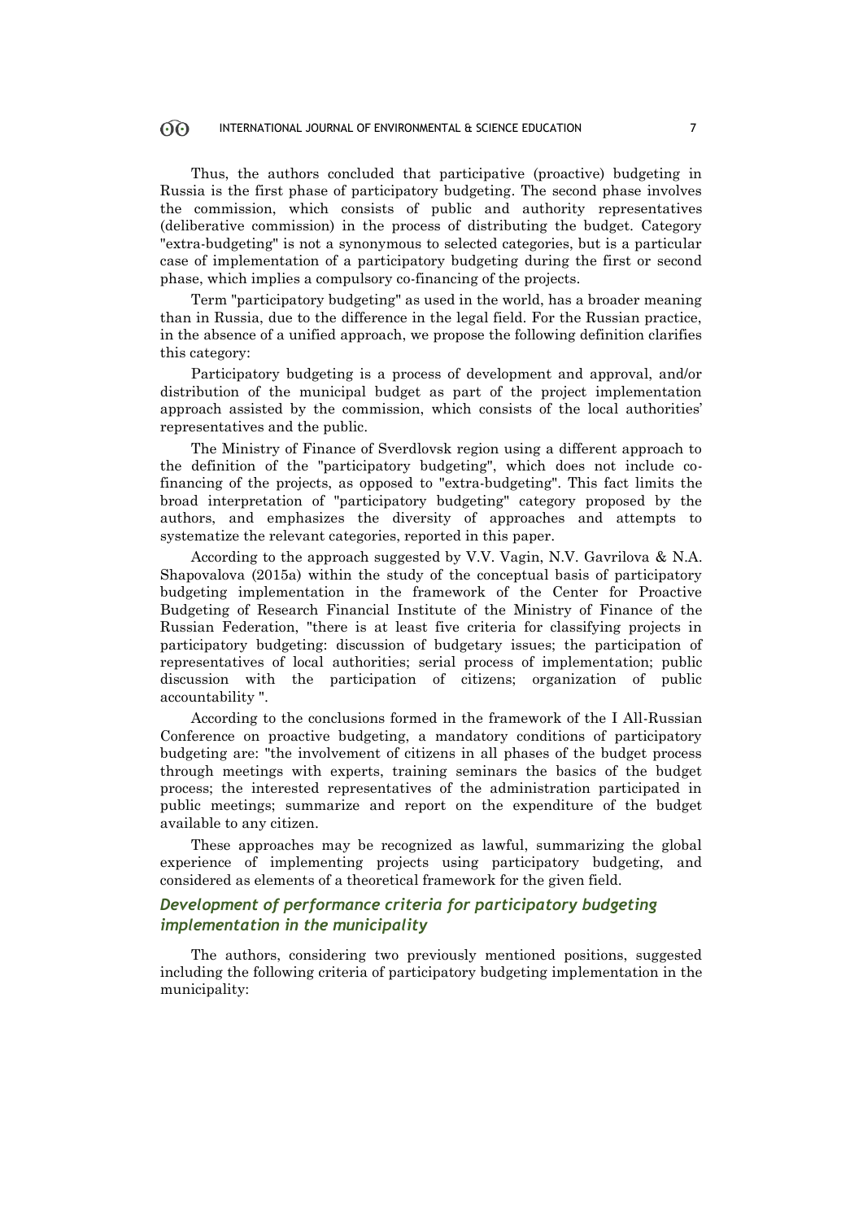Thus, the authors concluded that participative (proactive) budgeting in Russia is the first phase of participatory budgeting. The second phase involves the commission, which consists of public and authority representatives (deliberative commission) in the process of distributing the budget. Category "extra-budgeting" is not a synonymous to selected categories, but is a particular case of implementation of a participatory budgeting during the first or second phase, which implies a compulsory co-financing of the projects.

Term "participatory budgeting" as used in the world, has a broader meaning than in Russia, due to the difference in the legal field. For the Russian practice, in the absence of a unified approach, we propose the following definition clarifies this category:

Participatory budgeting is a process of development and approval, and/or distribution of the municipal budget as part of the project implementation approach assisted by the commission, which consists of the local authorities' representatives and the public.

The Ministry of Finance of Sverdlovsk region using a different approach to the definition of the "participatory budgeting", which does not include co-financing of the projects, as opposed to "extra-budgeting". This fact limits the broad interpretation of "participatory budgeting" category proposed by the authors, and emphasizes the diversity of approaches and attempts to systematize the relevant categories, reported in this paper.

According to the approach suggested by V.V. Vagin, N.V. Gavrilova & N.A. Shapovalova (2015a) within the study of the conceptual basis of participatory budgeting implementation in the framework of the Center for Proactive Budgeting of Research Financial Institute of the Ministry of Finance of the Russian Federation, "there is at least five criteria for classifying projects in participatory budgeting: discussion of budgetary issues; the participation of representatives of local authorities; serial process of implementation; public discussion with the participation of citizens; organization of public accountability ".

According to the conclusions formed in the framework of the I All-Russian Conference on proactive budgeting, a mandatory conditions of participatory budgeting are: "the involvement of citizens in all phases of the budget process through meetings with experts, training seminars the basics of the budget process; the interested representatives of the administration participated in public meetings; summarize and report on the expenditure of the budget available to any citizen.

These approaches may be recognized as lawful, summarizing the global experience of implementing projects using participatory budgeting, and considered as elements of a theoretical framework for the given field.

## *Development of performance criteria for participatory budgeting implementation in the municipality*

The authors, considering two previously mentioned positions, suggested including the following criteria of participatory budgeting implementation in the municipality: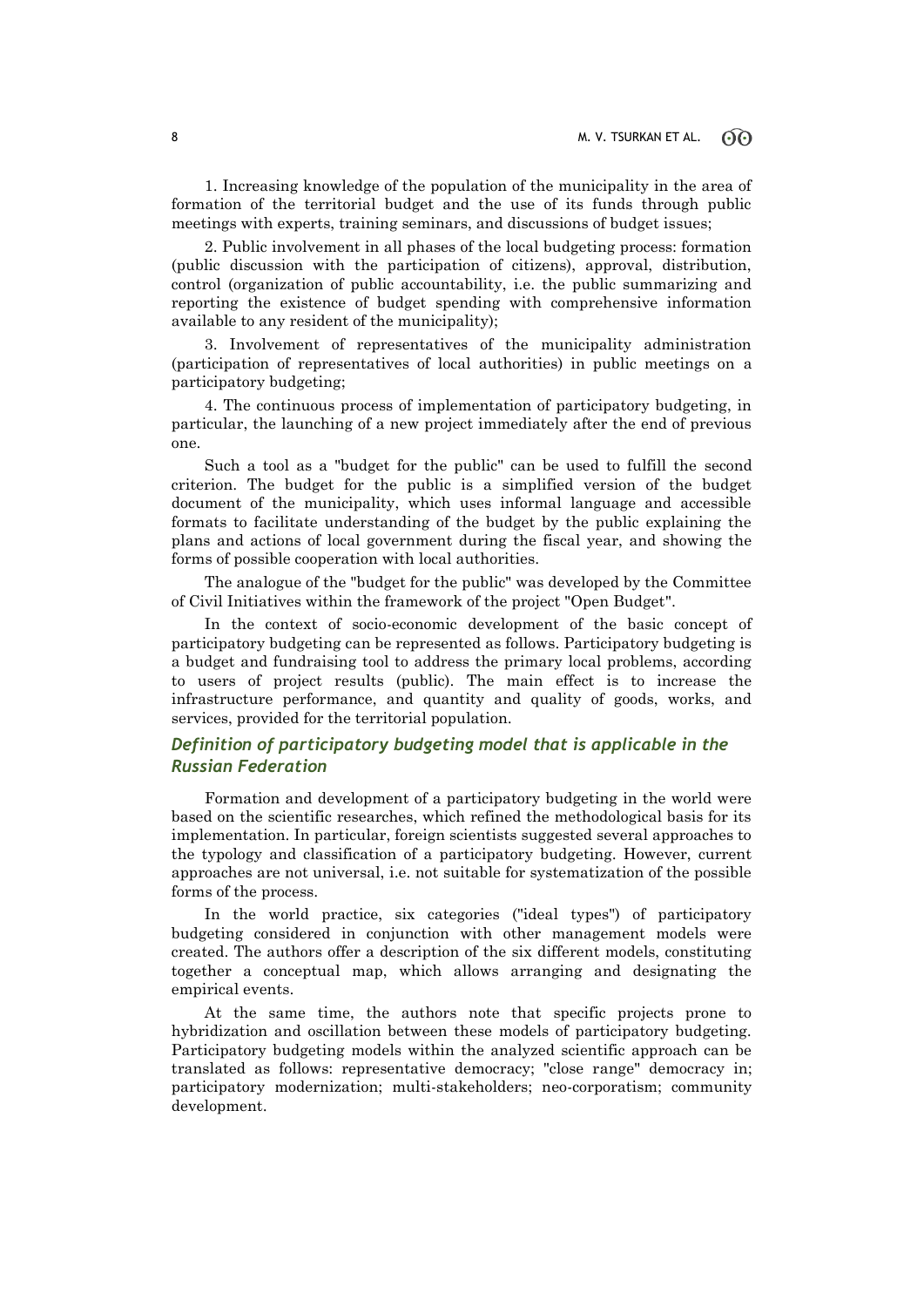1. Increasing knowledge of the population of the municipality in the area of formation of the territorial budget and the use of its funds through public meetings with experts, training seminars, and discussions of budget issues;

2. Public involvement in all phases of the local budgeting process: formation (public discussion with the participation of citizens), approval, distribution, control (organization of public accountability, i.e. the public summarizing and reporting the existence of budget spending with comprehensive information available to any resident of the municipality);

3. Involvement of representatives of the municipality administration (participation of representatives of local authorities) in public meetings on a participatory budgeting;

4. The continuous process of implementation of participatory budgeting, in particular, the launching of a new project immediately after the end of previous one.

Such a tool as a "budget for the public" can be used to fulfill the second criterion. The budget for the public is a simplified version of the budget document of the municipality, which uses informal language and accessible formats to facilitate understanding of the budget by the public explaining the plans and actions of local government during the fiscal year, and showing the forms of possible cooperation with local authorities.

The analogue of the "budget for the public" was developed by the Committee of Civil Initiatives within the framework of the project "Open Budget".

In the context of socio-economic development of the basic concept of participatory budgeting can be represented as follows. Participatory budgeting is a budget and fundraising tool to address the primary local problems, according to users of project results (public). The main effect is to increase the infrastructure performance, and quantity and quality of goods, works, and services, provided for the territorial population.

## *Definition of participatory budgeting model that is applicable in the Russian Federation*

Formation and development of a participatory budgeting in the world were based on the scientific researches, which refined the methodological basis for its implementation. In particular, foreign scientists suggested several approaches to the typology and classification of a participatory budgeting. However, current approaches are not universal, i.e. not suitable for systematization of the possible forms of the process.

In the world practice, six categories ("ideal types") of participatory budgeting considered in conjunction with other management models were created. The authors offer a description of the six different models, constituting together a conceptual map, which allows arranging and designating the empirical events.

At the same time, the authors note that specific projects prone to hybridization and oscillation between these models of participatory budgeting. Participatory budgeting models within the analyzed scientific approach can be translated as follows: representative democracy; "close range" democracy in; participatory modernization; multi-stakeholders; neo-corporatism; community development.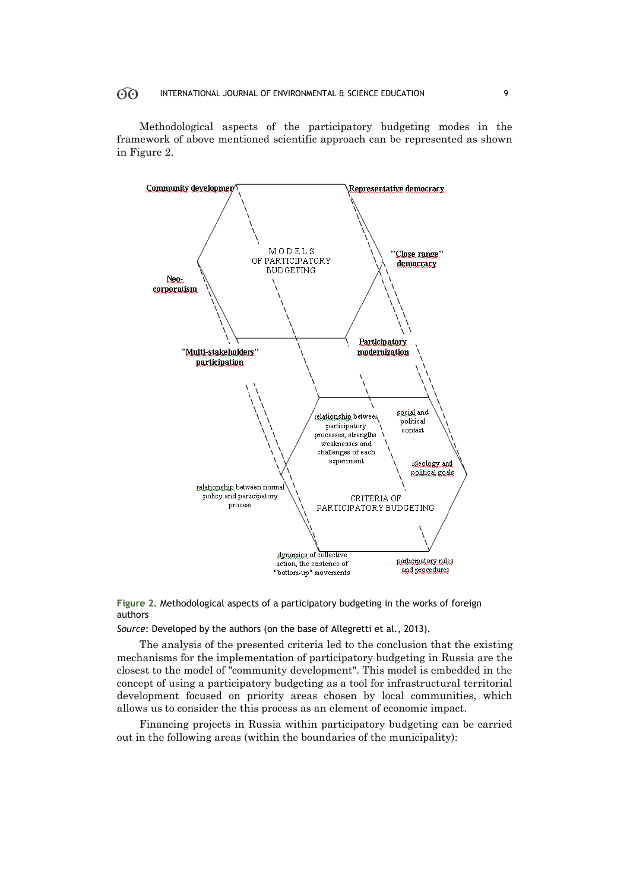Methodological aspects of the participatory budgeting modes in the framework of above mentioned scientific approach can be represented as shown in Figure 2.

MODELS OF PARTICIPATORY BUDGETING

**Community development**

**Representative democracy**

**"Close range" democracy**

**Neo-corporatism**

**"Multi-stakeholders" participation**

**Participatory modernization**

CRITERIA OF PARTICIPATORY BUDGETING

relationship between participatory processes, strengths weaknesses and challenges of each experiment

social and political context

ideology and political goals

relationship between normal policy and participatory process

dynamics of collective action, the existence of "bottom-up" movements

participatory rules and procedures

**Figure 2.** Methodological aspects of a participatory budgeting in the works of foreign authors

*Source*: Developed by the authors (on the base of Allegretti et al., 2013).

The analysis of the presented criteria led to the conclusion that the existing mechanisms for the implementation of participatory budgeting in Russia are the closest to the model of "community development". This model is embedded in the concept of using a participatory budgeting as a tool for infrastructural territorial development focused on priority areas chosen by local communities, which allows us to consider the this process as an element of economic impact.

Financing projects in Russia within participatory budgeting can be carried out in the following areas (within the boundaries of the municipality):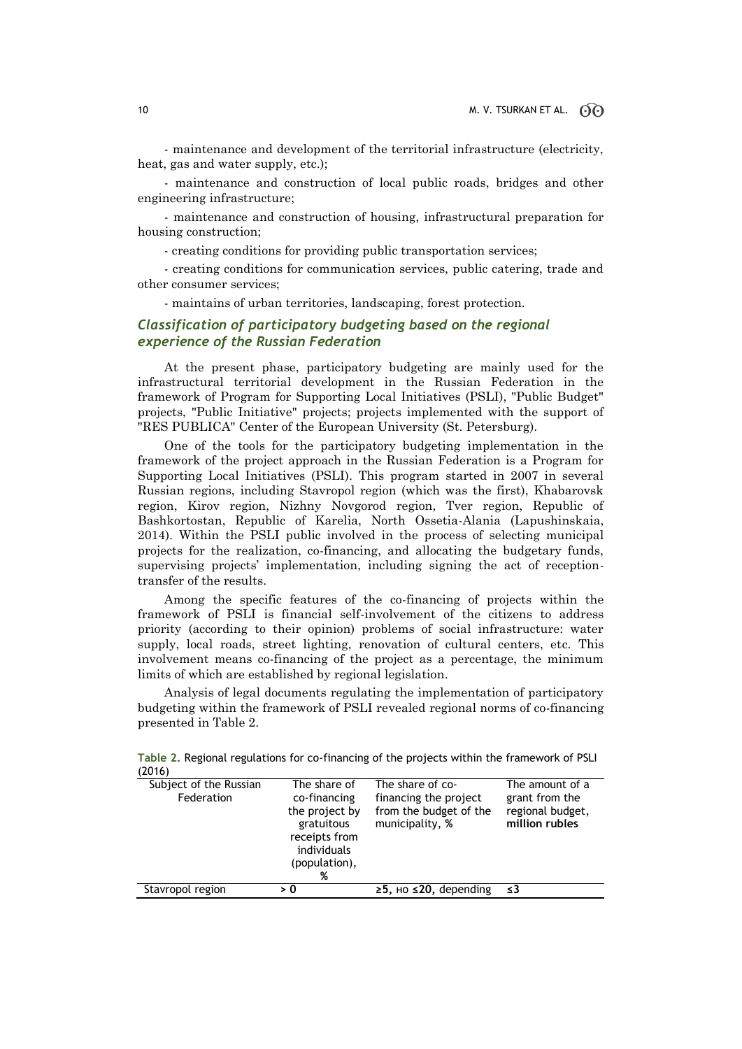- maintenance and development of the territorial infrastructure (electricity, heat, gas and water supply, etc.);

- maintenance and construction of local public roads, bridges and other engineering infrastructure;

- maintenance and construction of housing, infrastructural preparation for housing construction;

- creating conditions for providing public transportation services;

- creating conditions for communication services, public catering, trade and other consumer services;

- maintains of urban territories, landscaping, forest protection.

## *Classification of participatory budgeting based on the regional experience of the Russian Federation*

At the present phase, participatory budgeting are mainly used for the infrastructural territorial development in the Russian Federation in the framework of Program for Supporting Local Initiatives (PSLI), "Public Budget" projects, "Public Initiative" projects; projects implemented with the support of "RES PUBLICA" Center of the European University (St. Petersburg).

One of the tools for the participatory budgeting implementation in the framework of the project approach in the Russian Federation is a Program for Supporting Local Initiatives (PSLI). This program started in 2007 in several Russian regions, including Stavropol region (which was the first), Khabarovsk region, Kirov region, Nizhny Novgorod region, Tver region, Republic of Bashkortostan, Republic of Karelia, North Ossetia-Alania (Lapushinskaia, 2014). Within the PSLI public involved in the process of selecting municipal projects for the realization, co-financing, and allocating the budgetary funds, supervising projects' implementation, including signing the act of reception-transfer of the results.

Among the specific features of the co-financing of projects within the framework of PSLI is financial self-involvement of the citizens to address priority (according to their opinion) problems of social infrastructure: water supply, local roads, street lighting, renovation of cultural centers, etc. This involvement means co-financing of the project as a percentage, the minimum limits of which are established by regional legislation.

Analysis of legal documents regulating the implementation of participatory budgeting within the framework of PSLI revealed regional norms of co-financing presented in Table 2.

**Table 2.** Regional regulations for co-financing of the projects within the framework of PSLI (2016)

| Subject of the Russian Federation | The share of co-financing the project by gratuitous receipts from individuals (population), % | The share of co-financing the project from the budget of the municipality, % | The amount of a grant from the regional budget, million rubles |
|---|---|---|---|
| Stavropol region | **> 0** | **≥5,** но **≤20,** depending | **≤3** |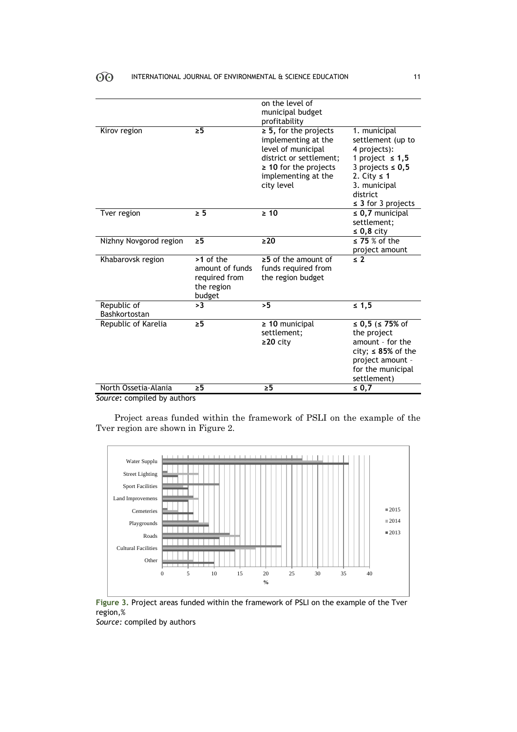|  |  | on the level of municipal budget profitability |  |
|---|---|---|---|
| Kirov region | **≥5** | **≥ 5,** for the projects implementing at the level of municipal district or settlement; **≥ 10** for the projects implementing at the city level | 1. municipal settlement (up to 4 projects): 1 project **≤ 1,5** 3 projects **≤ 0,5** 2. City **≤ 1** 3. municipal district **≤ 3** for 3 projects |
| Tver region | **≥ 5** | **≥ 10** | **≤ 0,7** municipal settlement; **≤ 0,8** city |
| Nizhny Novgorod region | **≥5** | **≥20** | **≤ 75** % of the project amount |
| Khabarovsk region | **>1** of the amount of funds required from the region budget | **≥5** of the amount of funds required from the region budget | **≤ 2** |
| Republic of Bashkortostan | **>3** | **>5** | **≤ 1,5** |
| Republic of Karelia | **≥5** | **≥ 10** municipal settlement; **≥20** city | **≤ 0,5** (**≤ 75%** of the project amount – for the city; **≤ 85%** of the project amount – for the municipal settlement) |
| North Ossetia-Alania | **≥5** | **≥5** | **≤ 0,7** |

*Source***:** compiled by authors

Project areas funded within the framework of PSLI on the example of the Tver region are shown in Figure 2.

**Figure 3.** Project areas funded within the framework of PSLI on the example of the Tver region,%

*Source:* compiled by authors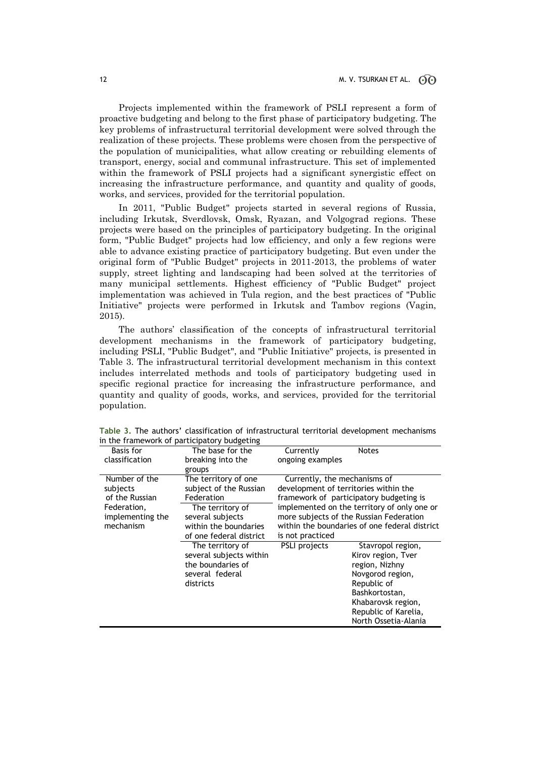Projects implemented within the framework of PSLI represent a form of proactive budgeting and belong to the first phase of participatory budgeting. The key problems of infrastructural territorial development were solved through the realization of these projects. These problems were chosen from the perspective of the population of municipalities, what allow creating or rebuilding elements of transport, energy, social and communal infrastructure. This set of implemented within the framework of PSLI projects had a significant synergistic effect on increasing the infrastructure performance, and quantity and quality of goods, works, and services, provided for the territorial population.

In 2011, "Public Budget" projects started in several regions of Russia, including Irkutsk, Sverdlovsk, Omsk, Ryazan, and Volgograd regions. These projects were based on the principles of participatory budgeting. In the original form, "Public Budget" projects had low efficiency, and only a few regions were able to advance existing practice of participatory budgeting. But even under the original form of "Public Budget" projects in 2011-2013, the problems of water supply, street lighting and landscaping had been solved at the territories of many municipal settlements. Highest efficiency of "Public Budget" project implementation was achieved in Tula region, and the best practices of "Public Initiative" projects were performed in Irkutsk and Tambov regions (Vagin, 2015).

The authors' classification of the concepts of infrastructural territorial development mechanisms in the framework of participatory budgeting, including PSLI, "Public Budget", and "Public Initiative" projects, is presented in Table 3. The infrastructural territorial development mechanism in this context includes interrelated methods and tools of participatory budgeting used in specific regional practice for increasing the infrastructure performance, and quantity and quality of goods, works, and services, provided for the territorial population.

**Table 3.** The authors' classification of infrastructural territorial development mechanisms in the framework of participatory budgeting

| Basis for classification | The base for the breaking into the groups | Currently ongoing examples | Notes |
|---|---|---|---|
| Number of the subjects of the Russian Federation, implementing the mechanism | The territory of one subject of the Russian Federation | Currently, the mechanisms of development of territories within the framework of participatory budgeting is implemented on the territory of only one or more subjects of the Russian Federation within the boundaries of one federal district is not practiced | |
| | The territory of several subjects within the boundaries of one federal district | | |
| | The territory of several subjects within the boundaries of several federal districts | PSLI projects | Stavropol region, Kirov region, Tver region, Nizhny Novgorod region, Republic of Bashkortostan, Khabarovsk region, Republic of Karelia, North Ossetia-Alania |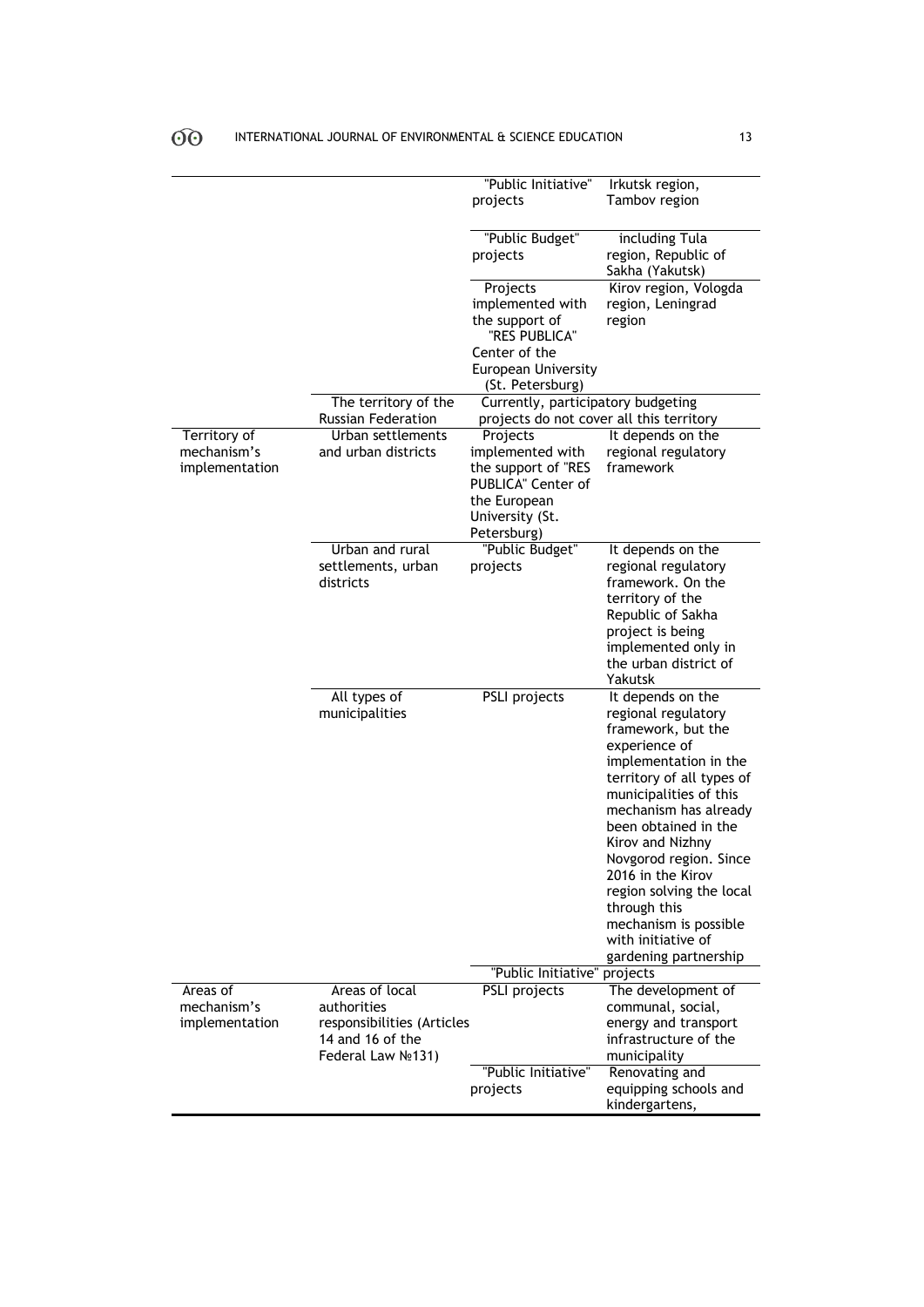|  |  |  |  |
|---|---|---|---|
|  |  | "Public Initiative" projects | Irkutsk region, Tambov region |
|  |  | "Public Budget" projects | including Tula region, Republic of Sakha (Yakutsk) |
|  |  | Projects implemented with the support of "RES PUBLICA" Center of the European University (St. Petersburg) | Kirov region, Vologda region, Leningrad region |
|  | The territory of the Russian Federation | Currently, participatory budgeting projects do not cover all this territory |  |
| Territory of mechanism's implementation | Urban settlements and urban districts | Projects implemented with the support of "RES PUBLICA" Center of the European University (St. Petersburg) | It depends on the regional regulatory framework |
|  | Urban and rural settlements, urban districts | "Public Budget" projects | It depends on the regional regulatory framework. On the territory of the Republic of Sakha project is being implemented only in the urban district of Yakutsk |
|  | All types of municipalities | PSLI projects | It depends on the regional regulatory framework, but the experience of implementation in the territory of all types of municipalities of this mechanism has already been obtained in the Kirov and Nizhny Novgorod region. Since 2016 in the Kirov region solving the local through this mechanism is possible with initiative of gardening partnership |
|  |  | "Public Initiative" projects |  |
| Areas of mechanism's implementation | Areas of local authorities responsibilities (Articles 14 and 16 of the Federal Law №131) | PSLI projects | The development of communal, social, energy and transport infrastructure of the municipality |
|  |  | "Public Initiative" projects | Renovating and equipping schools and kindergartens, |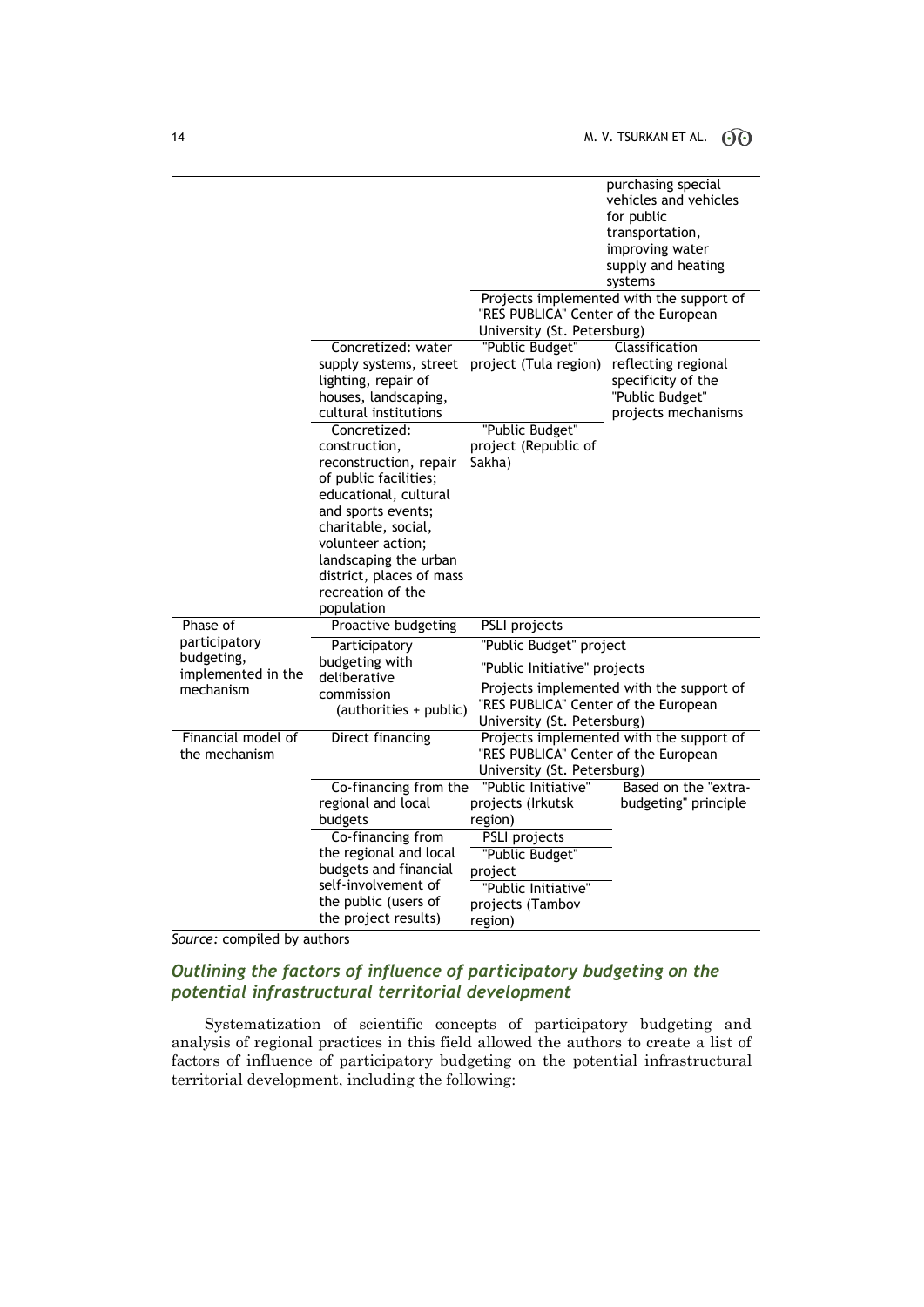| | | | |
|---|---|---|---|
| | | | purchasing special vehicles and vehicles for public transportation, improving water supply and heating systems |
| | | Projects implemented with the support of "RES PUBLICA" Center of the European University (St. Petersburg) | |
| | Concretized: water supply systems, street lighting, repair of houses, landscaping, cultural institutions | "Public Budget" project (Tula region) | Classification reflecting regional specificity of the "Public Budget" projects mechanisms |
| | Concretized: construction, reconstruction, repair of public facilities; educational, cultural and sports events; charitable, social, volunteer action; landscaping the urban district, places of mass recreation of the population | "Public Budget" project (Republic of Sakha) | |
| Phase of participatory budgeting, implemented in the mechanism | Proactive budgeting | PSLI projects | |
| | Participatory budgeting with deliberative commission (authorities + public) | "Public Budget" project | |
| | | "Public Initiative" projects | |
| | | Projects implemented with the support of "RES PUBLICA" Center of the European University (St. Petersburg) | |
| Financial model of the mechanism | Direct financing | Projects implemented with the support of "RES PUBLICA" Center of the European University (St. Petersburg) | |
| | Co-financing from the regional and local budgets | "Public Initiative" projects (Irkutsk region) | Based on the "extra-budgeting" principle |
| | Co-financing from the regional and local budgets and financial self-involvement of the public (users of the project results) | PSLI projects | |
| | | "Public Budget" project | |
| | | "Public Initiative" projects (Tambov region) | |

*Source:* compiled by authors

## *Outlining the factors of influence of participatory budgeting on the potential infrastructural territorial development*

Systematization of scientific concepts of participatory budgeting and analysis of regional practices in this field allowed the authors to create a list of factors of influence of participatory budgeting on the potential infrastructural territorial development, including the following: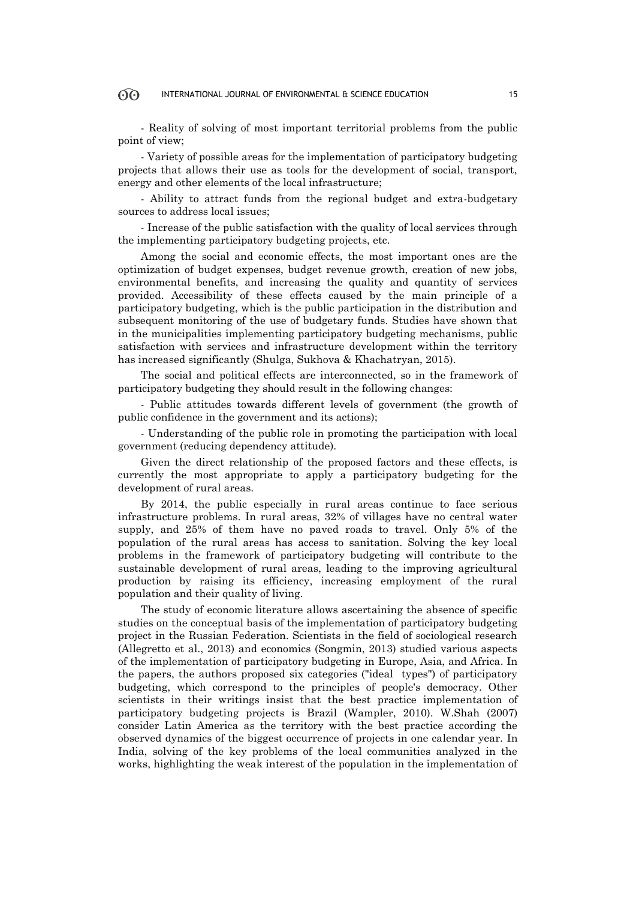- Reality of solving of most important territorial problems from the public point of view;

- Variety of possible areas for the implementation of participatory budgeting projects that allows their use as tools for the development of social, transport, energy and other elements of the local infrastructure;

- Ability to attract funds from the regional budget and extra-budgetary sources to address local issues;

- Increase of the public satisfaction with the quality of local services through the implementing participatory budgeting projects, etc.

Among the social and economic effects, the most important ones are the optimization of budget expenses, budget revenue growth, creation of new jobs, environmental benefits, and increasing the quality and quantity of services provided. Accessibility of these effects caused by the main principle of a participatory budgeting, which is the public participation in the distribution and subsequent monitoring of the use of budgetary funds. Studies have shown that in the municipalities implementing participatory budgeting mechanisms, public satisfaction with services and infrastructure development within the territory has increased significantly (Shulga, Sukhova & Khachatryan, 2015).

The social and political effects are interconnected, so in the framework of participatory budgeting they should result in the following changes:

- Public attitudes towards different levels of government (the growth of public confidence in the government and its actions);

- Understanding of the public role in promoting the participation with local government (reducing dependency attitude).

Given the direct relationship of the proposed factors and these effects, is currently the most appropriate to apply a participatory budgeting for the development of rural areas.

By 2014, the public especially in rural areas continue to face serious infrastructure problems. In rural areas, 32% of villages have no central water supply, and 25% of them have no paved roads to travel. Only 5% of the population of the rural areas has access to sanitation. Solving the key local problems in the framework of participatory budgeting will contribute to the sustainable development of rural areas, leading to the improving agricultural production by raising its efficiency, increasing employment of the rural population and their quality of living.

The study of economic literature allows ascertaining the absence of specific studies on the conceptual basis of the implementation of participatory budgeting project in the Russian Federation. Scientists in the field of sociological research (Allegretto et al., 2013) and economics (Songmin, 2013) studied various aspects of the implementation of participatory budgeting in Europe, Asia, and Africa. In the papers, the authors proposed six categories ("ideal types") of participatory budgeting, which correspond to the principles of people's democracy. Other scientists in their writings insist that the best practice implementation of participatory budgeting projects is Brazil (Wampler, 2010). W.Shah (2007) consider Latin America as the territory with the best practice according the observed dynamics of the biggest occurrence of projects in one calendar year. In India, solving of the key problems of the local communities analyzed in the works, highlighting the weak interest of the population in the implementation of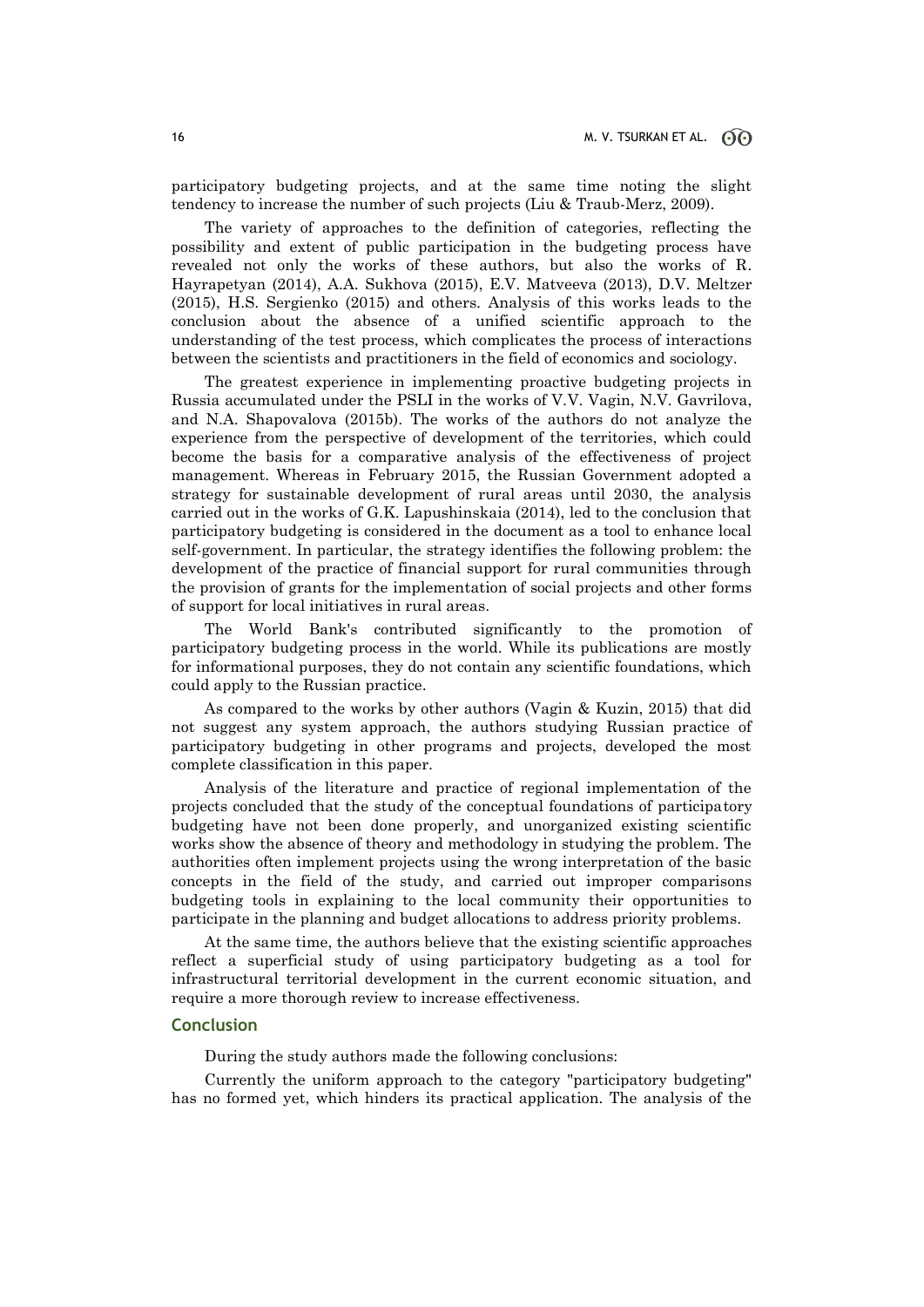participatory budgeting projects, and at the same time noting the slight tendency to increase the number of such projects (Liu & Traub-Merz, 2009).

The variety of approaches to the definition of categories, reflecting the possibility and extent of public participation in the budgeting process have revealed not only the works of these authors, but also the works of R. Hayrapetyan (2014), A.A. Sukhova (2015), E.V. Matveeva (2013), D.V. Meltzer (2015), H.S. Sergienko (2015) and others. Analysis of this works leads to the conclusion about the absence of a unified scientific approach to the understanding of the test process, which complicates the process of interactions between the scientists and practitioners in the field of economics and sociology.

The greatest experience in implementing proactive budgeting projects in Russia accumulated under the PSLI in the works of V.V. Vagin, N.V. Gavrilova, and N.A. Shapovalova (2015b). The works of the authors do not analyze the experience from the perspective of development of the territories, which could become the basis for a comparative analysis of the effectiveness of project management. Whereas in February 2015, the Russian Government adopted a strategy for sustainable development of rural areas until 2030, the analysis carried out in the works of G.K. Lapushinskaia (2014), led to the conclusion that participatory budgeting is considered in the document as a tool to enhance local self-government. In particular, the strategy identifies the following problem: the development of the practice of financial support for rural communities through the provision of grants for the implementation of social projects and other forms of support for local initiatives in rural areas.

The World Bank's contributed significantly to the promotion of participatory budgeting process in the world. While its publications are mostly for informational purposes, they do not contain any scientific foundations, which could apply to the Russian practice.

As compared to the works by other authors (Vagin & Kuzin, 2015) that did not suggest any system approach, the authors studying Russian practice of participatory budgeting in other programs and projects, developed the most complete classification in this paper.

Analysis of the literature and practice of regional implementation of the projects concluded that the study of the conceptual foundations of participatory budgeting have not been done properly, and unorganized existing scientific works show the absence of theory and methodology in studying the problem. The authorities often implement projects using the wrong interpretation of the basic concepts in the field of the study, and carried out improper comparisons budgeting tools in explaining to the local community their opportunities to participate in the planning and budget allocations to address priority problems.

At the same time, the authors believe that the existing scientific approaches reflect a superficial study of using participatory budgeting as a tool for infrastructural territorial development in the current economic situation, and require a more thorough review to increase effectiveness.

## Conclusion

During the study authors made the following conclusions:

Currently the uniform approach to the category "participatory budgeting" has no formed yet, which hinders its practical application. The analysis of the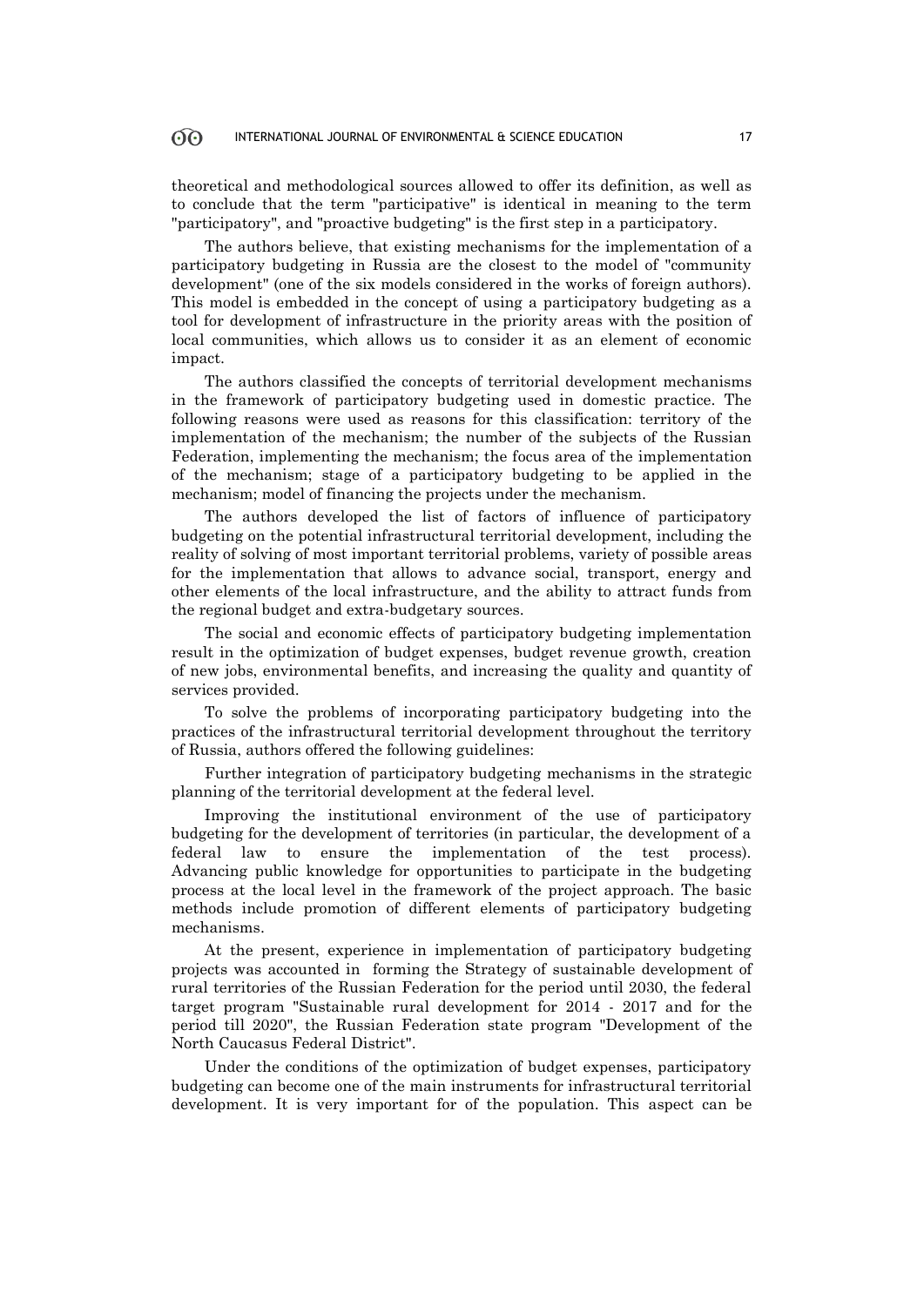theoretical and methodological sources allowed to offer its definition, as well as to conclude that the term "participative" is identical in meaning to the term "participatory", and "proactive budgeting" is the first step in a participatory.

The authors believe, that existing mechanisms for the implementation of a participatory budgeting in Russia are the closest to the model of "community development" (one of the six models considered in the works of foreign authors). This model is embedded in the concept of using a participatory budgeting as a tool for development of infrastructure in the priority areas with the position of local communities, which allows us to consider it as an element of economic impact.

The authors classified the concepts of territorial development mechanisms in the framework of participatory budgeting used in domestic practice. The following reasons were used as reasons for this classification: territory of the implementation of the mechanism; the number of the subjects of the Russian Federation, implementing the mechanism; the focus area of the implementation of the mechanism; stage of a participatory budgeting to be applied in the mechanism; model of financing the projects under the mechanism.

The authors developed the list of factors of influence of participatory budgeting on the potential infrastructural territorial development, including the reality of solving of most important territorial problems, variety of possible areas for the implementation that allows to advance social, transport, energy and other elements of the local infrastructure, and the ability to attract funds from the regional budget and extra-budgetary sources.

The social and economic effects of participatory budgeting implementation result in the optimization of budget expenses, budget revenue growth, creation of new jobs, environmental benefits, and increasing the quality and quantity of services provided.

To solve the problems of incorporating participatory budgeting into the practices of the infrastructural territorial development throughout the territory of Russia, authors offered the following guidelines:

Further integration of participatory budgeting mechanisms in the strategic planning of the territorial development at the federal level.

Improving the institutional environment of the use of participatory budgeting for the development of territories (in particular, the development of a federal law to ensure the implementation of the test process). Advancing public knowledge for opportunities to participate in the budgeting process at the local level in the framework of the project approach. The basic methods include promotion of different elements of participatory budgeting mechanisms.

At the present, experience in implementation of participatory budgeting projects was accounted in forming the Strategy of sustainable development of rural territories of the Russian Federation for the period until 2030, the federal target program "Sustainable rural development for 2014 - 2017 and for the period till 2020", the Russian Federation state program "Development of the North Caucasus Federal District".

Under the conditions of the optimization of budget expenses, participatory budgeting can become one of the main instruments for infrastructural territorial development. It is very important for of the population. This aspect can be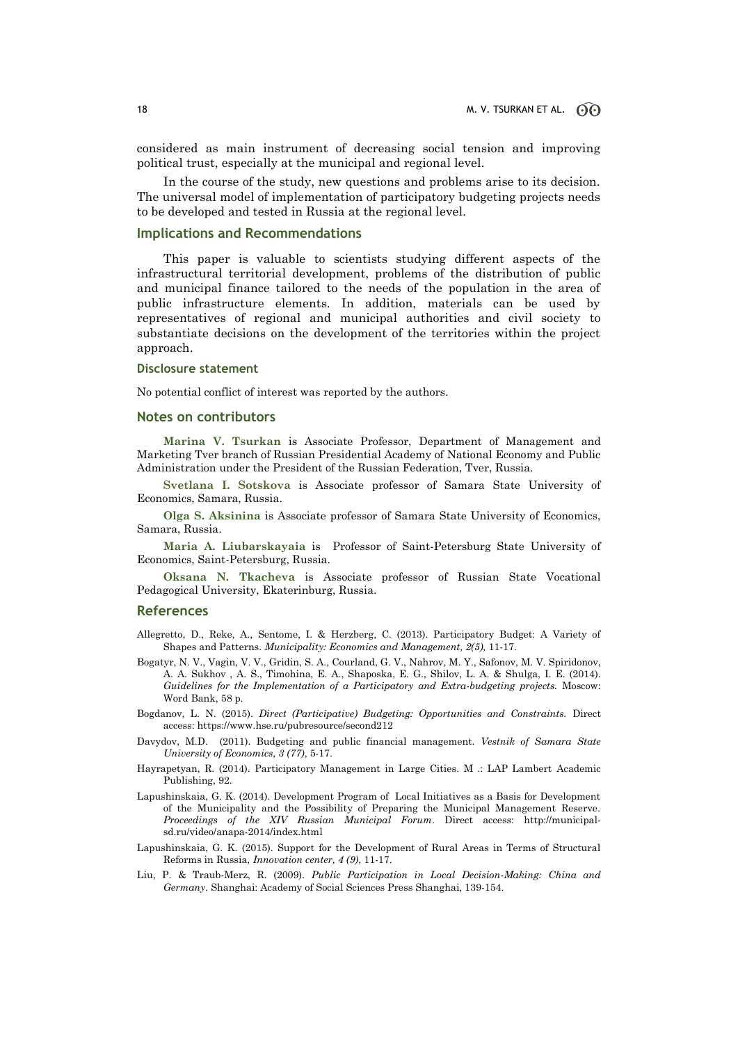considered as main instrument of decreasing social tension and improving political trust, especially at the municipal and regional level.

In the course of the study, new questions and problems arise to its decision. The universal model of implementation of participatory budgeting projects needs to be developed and tested in Russia at the regional level.

## Implications and Recommendations

This paper is valuable to scientists studying different aspects of the infrastructural territorial development, problems of the distribution of public and municipal finance tailored to the needs of the population in the area of public infrastructure elements. In addition, materials can be used by representatives of regional and municipal authorities and civil society to substantiate decisions on the development of the territories within the project approach.

### Disclosure statement

No potential conflict of interest was reported by the authors.

## Notes on contributors

**Marina V. Tsurkan** is Associate Professor, Department of Management and Marketing Tver branch of Russian Presidential Academy of National Economy and Public Administration under the President of the Russian Federation, Tver, Russia.

**Svetlana I. Sotskova** is Associate professor of Samara State University of Economics, Samara, Russia.

**Olga S. Aksinina** is Associate professor of Samara State University of Economics, Samara, Russia.

**Maria A. Liubarskayaia** is Professor of Saint-Petersburg State University of Economics, Saint-Petersburg, Russia.

**Oksana N. Tkacheva** is Associate professor of Russian State Vocational Pedagogical University, Ekaterinburg, Russia.

## References

Allegretto, D., Reke, A., Sentome, I. & Herzberg, C. (2013). Participatory Budget: A Variety of Shapes and Patterns. *Municipality: Economics and Management, 2(5),* 11-17.

Bogatyr, N. V., Vagin, V. V., Gridin, S. A., Courland, G. V., Nahrov, M. Y., Safonov, M. V. Spiridonov, A. A. Sukhov , A. S., Timohina, E. A., Shaposka, E. G., Shilov, L. A. & Shulga, I. E. (2014). *Guidelines for the Implementation of a Participatory and Extra-budgeting projects.* Moscow: Word Bank, 58 p.

Bogdanov, L. N. (2015). *Direct (Participative) Budgeting: Opportunities and Constraints.* Direct access: https://www.hse.ru/pubresource/second212

Davydov, M.D. (2011). Budgeting and public financial management. *Vestnik of Samara State University of Economics, 3 (77)*, 5-17.

Hayrapetyan, R. (2014). Participatory Management in Large Cities. M .: LAP Lambert Academic Publishing, 92.

Lapushinskaia, G. K. (2014). Development Program of Local Initiatives as a Basis for Development of the Municipality and the Possibility of Preparing the Municipal Management Reserve. *Proceedings of the XIV Russian Municipal Forum*. Direct access: http://municipal-sd.ru/video/anapa-2014/index.html

Lapushinskaia, G. K. (2015). Support for the Development of Rural Areas in Terms of Structural Reforms in Russia, *Innovation center, 4 (9)*, 11-17.

Liu, P. & Traub-Merz, R. (2009). *Public Participation in Local Decision-Making: China and Germany.* Shanghai: Academy of Social Sciences Press Shanghai, 139-154.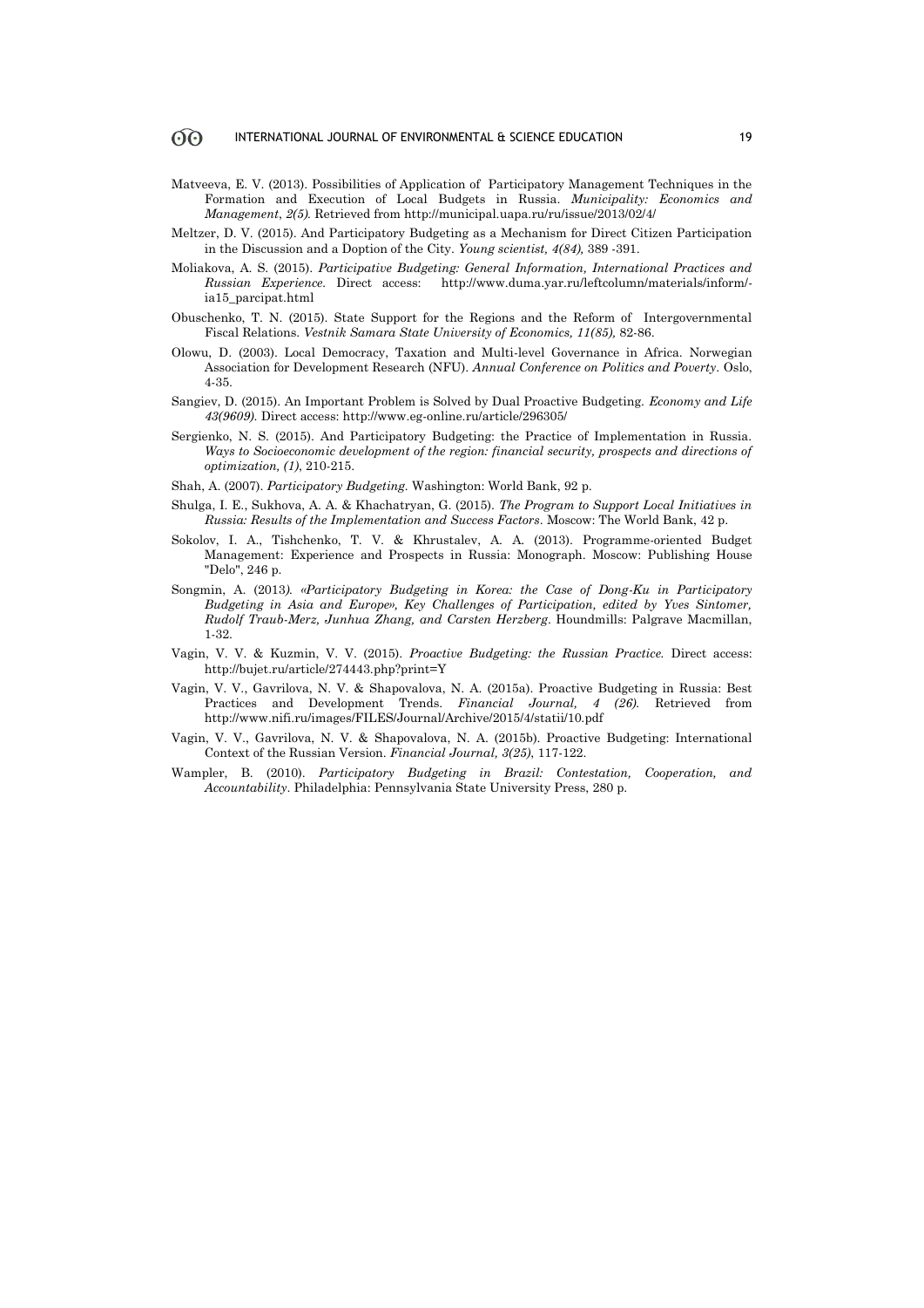Matveeva, E. V. (2013). Possibilities of Application of Participatory Management Techniques in the Formation and Execution of Local Budgets in Russia. *Municipality: Economics and Management*, *2(5)*. Retrieved from http://municipal.uapa.ru/ru/issue/2013/02/4/

Meltzer, D. V. (2015). And Participatory Budgeting as a Mechanism for Direct Citizen Participation in the Discussion and a Doption of the City. *Young scientist, 4(84),* 389 -391.

Moliakova, A. S. (2015). *Participative Budgeting: General Information, International Practices and Russian Experience*. Direct access: http://www.duma.yar.ru/leftcolumn/materials/inform/-ia15_parcipat.html

Obuschenko, T. N. (2015). State Support for the Regions and the Reform of Intergovernmental Fiscal Relations. *Vestnik Samara State University of Economics, 11(85),* 82-86.

Olowu, D. (2003). Local Democracy, Taxation and Multi-level Governance in Africa. Norwegian Association for Development Research (NFU). *Annual Conference on Politics and Poverty*. Oslo, 4-35.

Sangiev, D. (2015). An Important Problem is Solved by Dual Proactive Budgeting. *Economy and Life 43(9609).* Direct access: http://www.eg-online.ru/article/296305/

Sergienko, N. S. (2015). And Participatory Budgeting: the Practice of Implementation in Russia. *Ways to Socioeconomic development of the region: financial security, prospects and directions of optimization, (1)*, 210-215.

Shah, A. (2007). *Participatory Budgeting.* Washington: World Bank, 92 p.

Shulga, I. E., Sukhova, A. A. & Khachatryan, G. (2015). *The Program to Support Local Initiatives in Russia: Results of the Implementation and Success Factors*. Moscow: The World Bank, 42 p.

Sokolov, I. A., Tishchenko, T. V. & Khrustalev, A. A. (2013). Programme-oriented Budget Management: Experience and Prospects in Russia: Monograph. Moscow: Publishing House "Delo", 246 p.

Songmin, A. (2013*). «Participatory Budgeting in Korea: the Case of Dong-Ku in Participatory Budgeting in Asia and Europe», Key Challenges of Participation, edited by Yves Sintomer, Rudolf Traub-Merz, Junhua Zhang, and Carsten Herzberg*. Houndmills: Palgrave Macmillan, 1-32.

Vagin, V. V. & Kuzmin, V. V. (2015). *Proactive Budgeting: the Russian Practice.* Direct access: http://bujet.ru/article/274443.php?print=Y

Vagin, V. V., Gavrilova, N. V. & Shapovalova, N. A. (2015a). Proactive Budgeting in Russia: Best Practices and Development Trends. *Financial Journal, 4 (26).* Retrieved from http://www.nifi.ru/images/FILES/Journal/Archive/2015/4/statii/10.pdf

Vagin, V. V., Gavrilova, N. V. & Shapovalova, N. A. (2015b). Proactive Budgeting: International Context of the Russian Version. *Financial Journal, 3(25)*, 117-122.

Wampler, B. (2010). *Participatory Budgeting in Brazil: Contestation, Cooperation, and Accountability*. Philadelphia: Pennsylvania State University Press, 280 p.